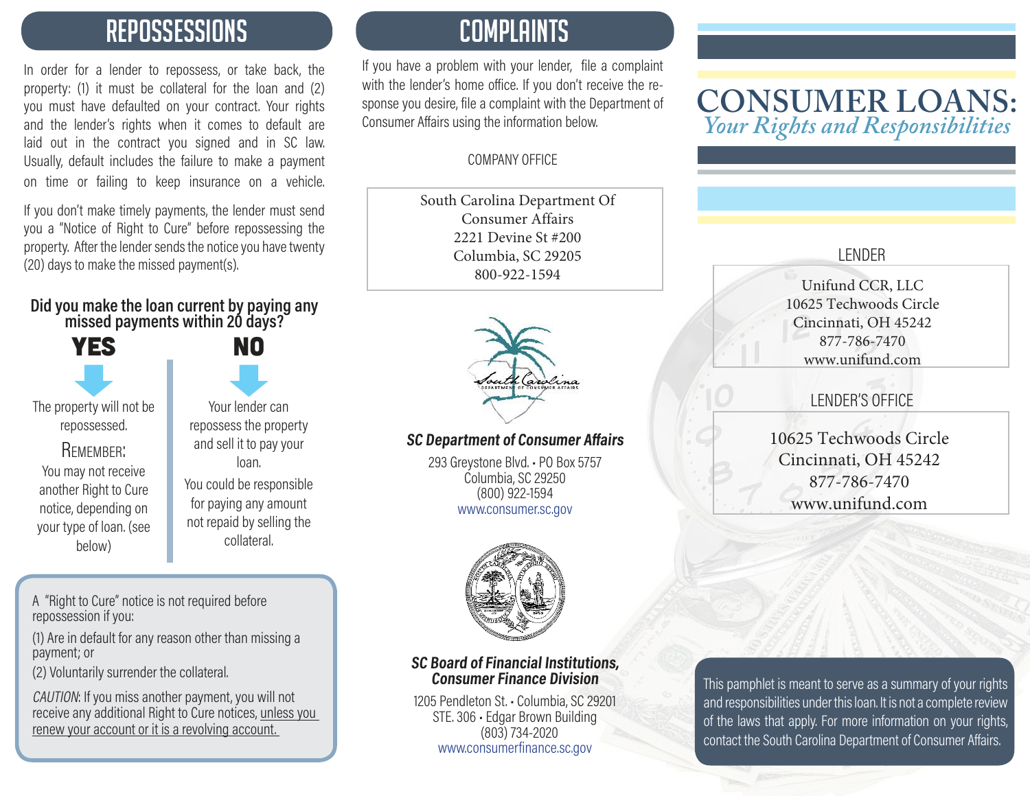## REPOSSESSIONS

In order for a lender to repossess, or take back, the property: (1) it must be collateral for the loan and (2) you must have defaulted on your contract. Your rights and the lender's rights when it comes to default are laid out in the contract you signed and in SC law. Usually, default includes the failure to make a payment on time or failing to keep insurance on a vehicle.

If you don't make timely payments, the lender must send you a "Notice of Right to Cure" before repossessing the property. After the lender sends the notice you have twenty (20) days to make the missed payment(s).

**Did you make the loan current by paying any missed payments within 20 days?**

**YES**

The property will not be repossessed.

REMEMBER:
You may not receive another Right to Cure notice, depending on your type of loan. (see below)

**NO**

Your lender can repossess the property and sell it to pay your loan.

You could be responsible for paying any amount not repaid by selling the collateral.

A "Right to Cure" notice is not required before repossession if you:

(1) Are in default for any reason other than missing a payment; or

(2) Voluntarily surrender the collateral.

*CAUTION*: If you miss another payment, you will not receive any additional Right to Cure notices, unless you renew your account or it is a revolving account.

## COMPLAINTS

If you have a problem with your lender, file a complaint with the lender's home office. If you don't receive the response you desire, file a complaint with the Department of Consumer Affairs using the information below.

COMPANY OFFICE

South Carolina Department Of
Consumer Affairs
2221 Devine St #200
Columbia, SC 29205
800-922-1594

***SC Department of Consumer Affairs***
293 Greystone Blvd. • PO Box 5757
Columbia, SC 29250
(800) 922-1594
www.consumer.sc.gov

***SC Board of Financial Institutions, Consumer Finance Division***
1205 Pendleton St. • Columbia, SC 29201
STE. 306 • Edgar Brown Building
(803) 734-2020
www.consumerfinance.sc.gov

# CONSUMER LOANS:
## *Your Rights and Responsibilities*

LENDER

Unifund CCR, LLC
10625 Techwoods Circle
Cincinnati, OH 45242
877-786-7470
www.unifund.com

LENDER'S OFFICE

10625 Techwoods Circle
Cincinnati, OH 45242
877-786-7470
www.unifund.com

This pamphlet is meant to serve as a summary of your rights and responsibilities under this loan. It is not a complete review of the laws that apply. For more information on your rights, contact the South Carolina Department of Consumer Affairs.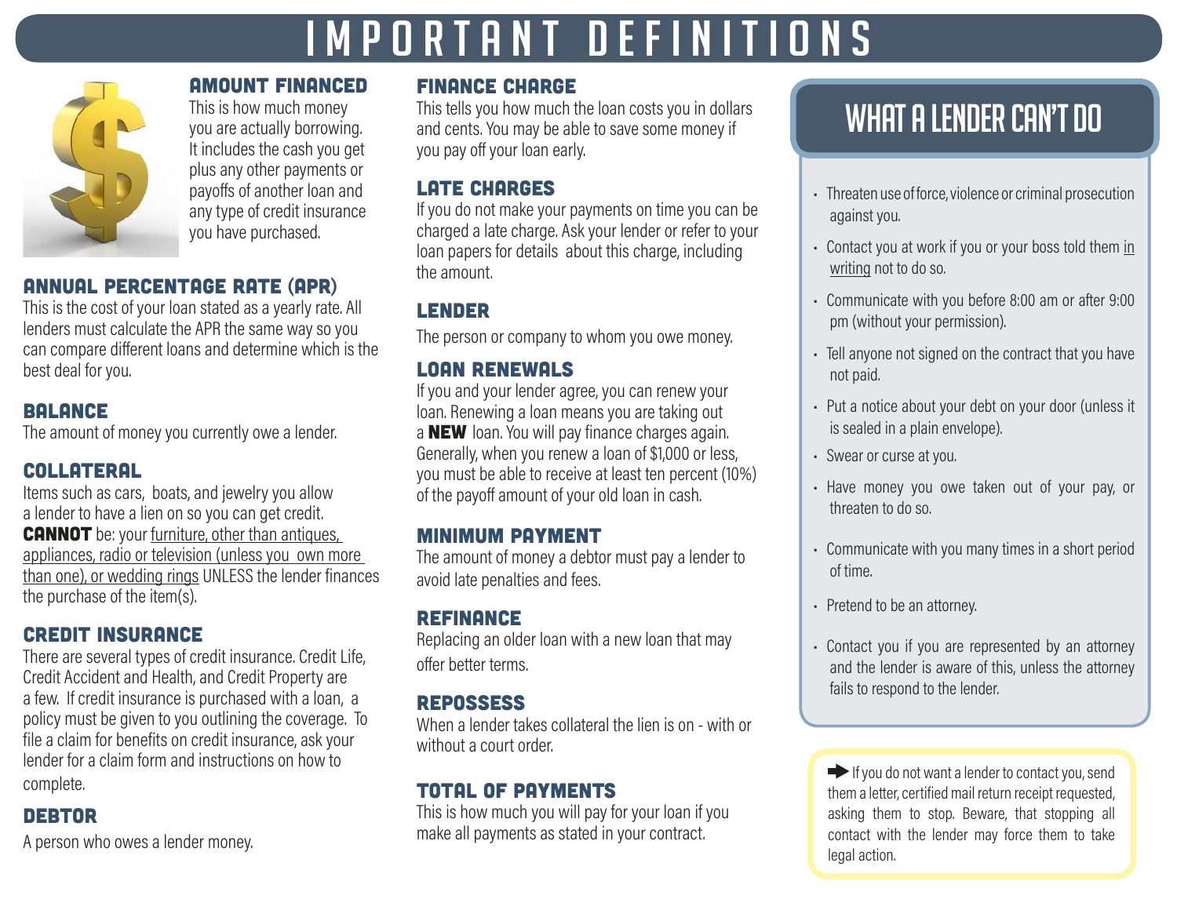# IMPORTANT DEFINITIONS

### AMOUNT FINANCED

This is how much money you are actually borrowing. It includes the cash you get plus any other payments or payoffs of another loan and any type of credit insurance you have purchased.

### ANNUAL PERCENTAGE RATE (APR)

This is the cost of your loan stated as a yearly rate. All lenders must calculate the APR the same way so you can compare different loans and determine which is the best deal for you.

### BALANCE

The amount of money you currently owe a lender.

### COLLATERAL

Items such as cars, boats, and jewelry you allow a lender to have a lien on so you can get credit. **CANNOT** be: your furniture, other than antiques, appliances, radio or television (unless you own more than one), or wedding rings UNLESS the lender finances the purchase of the item(s).

### CREDIT INSURANCE

There are several types of credit insurance. Credit Life, Credit Accident and Health, and Credit Property are a few. If credit insurance is purchased with a loan, a policy must be given to you outlining the coverage. To file a claim for benefits on credit insurance, ask your lender for a claim form and instructions on how to complete.

### DEBTOR

A person who owes a lender money.

### FINANCE CHARGE

This tells you how much the loan costs you in dollars and cents. You may be able to save some money if you pay off your loan early.

### LATE CHARGES

If you do not make your payments on time you can be charged a late charge. Ask your lender or refer to your loan papers for details about this charge, including the amount.

### LENDER

The person or company to whom you owe money.

### LOAN RENEWALS

If you and your lender agree, you can renew your loan. Renewing a loan means you are taking out a **NEW** loan. You will pay finance charges again. Generally, when you renew a loan of $1,000 or less, you must be able to receive at least ten percent (10%) of the payoff amount of your old loan in cash.

### MINIMUM PAYMENT

The amount of money a debtor must pay a lender to avoid late penalties and fees.

### REFINANCE

Replacing an older loan with a new loan that may offer better terms.

### REPOSSESS

When a lender takes collateral the lien is on - with or without a court order.

### TOTAL OF PAYMENTS

This is how much you will pay for your loan if you make all payments as stated in your contract.

## WHAT A LENDER CAN'T DO

- Threaten use of force, violence or criminal prosecution against you.
- Contact you at work if you or your boss told them in writing not to do so.
- Communicate with you before 8:00 am or after 9:00 pm (without your permission).
- Tell anyone not signed on the contract that you have not paid.
- Put a notice about your debt on your door (unless it is sealed in a plain envelope).
- Swear or curse at you.
- Have money you owe taken out of your pay, or threaten to do so.
- Communicate with you many times in a short period of time.
- Pretend to be an attorney.
- Contact you if you are represented by an attorney and the lender is aware of this, unless the attorney fails to respond to the lender.

➡ If you do not want a lender to contact you, send them a letter, certified mail return receipt requested, asking them to stop. Beware, that stopping all contact with the lender may force them to take legal action.